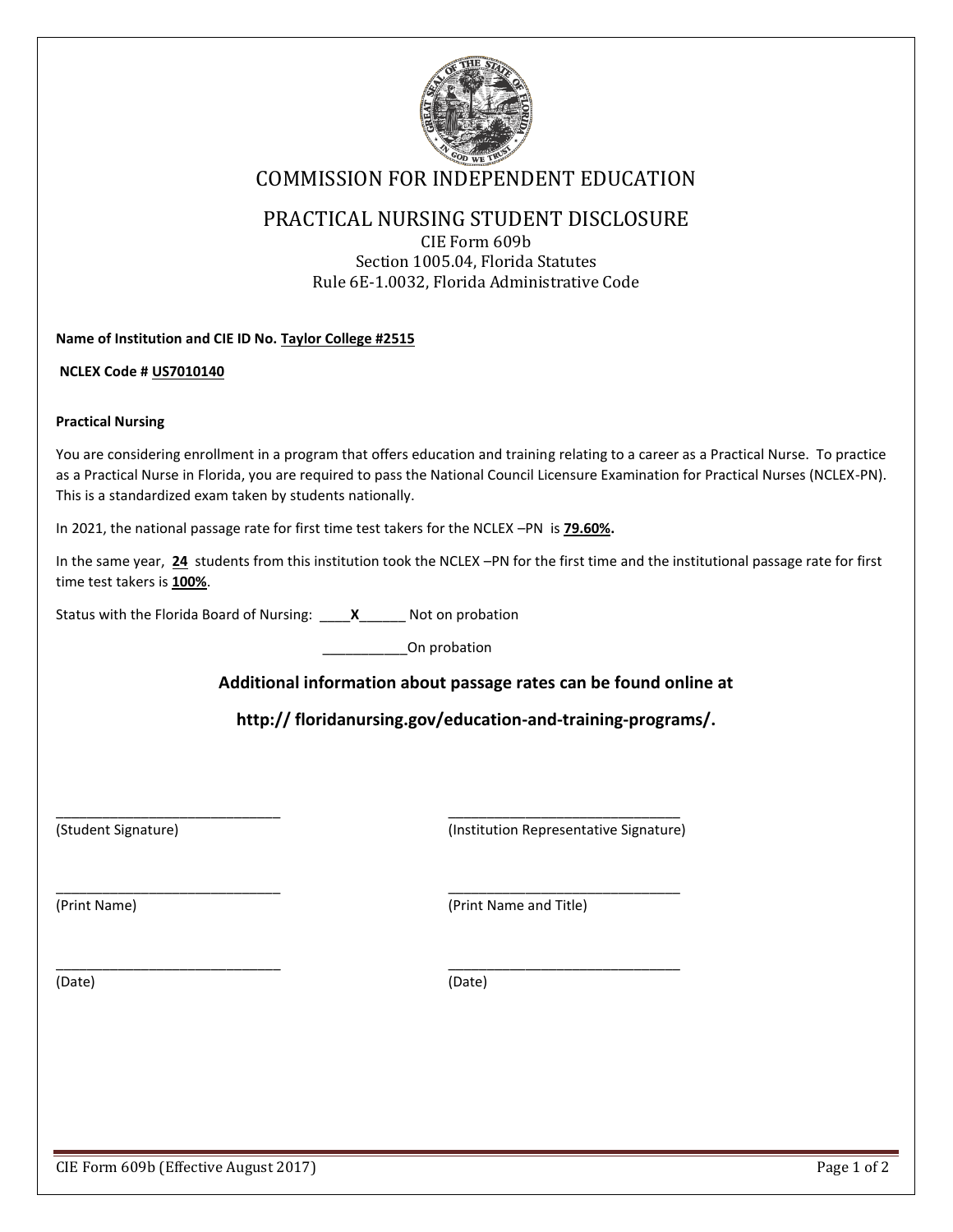# COMMISSION FOR INDEPENDENT EDUCATION

## PRACTICAL NURSING STUDENT DISCLOSURE

CIE Form 609b
Section 1005.04, Florida Statutes
Rule 6E-1.0032, Florida Administrative Code

**Name of Institution and CIE ID No. Taylor College #2515**

**NCLEX Code # US7010140**

**Practical Nursing**

You are considering enrollment in a program that offers education and training relating to a career as a Practical Nurse. To practice as a Practical Nurse in Florida, you are required to pass the National Council Licensure Examination for Practical Nurses (NCLEX-PN). This is a standardized exam taken by students nationally.

In 2021, the national passage rate for first time test takers for the NCLEX –PN is **79.60%.**

In the same year, **24** students from this institution took the NCLEX –PN for the first time and the institutional passage rate for first time test takers is **100%**.

Status with the Florida Board of Nursing: ____**X**______ Not on probation

___________On probation

**Additional information about passage rates can be found online at**

**http:// floridanursing.gov/education-and-training-programs/.**

______________________________
(Student Signature)

______________________________
(Print Name)

______________________________
(Date)

______________________________
(Institution Representative Signature)

______________________________
(Print Name and Title)

______________________________
(Date)

CIE Form 609b (Effective August 2017)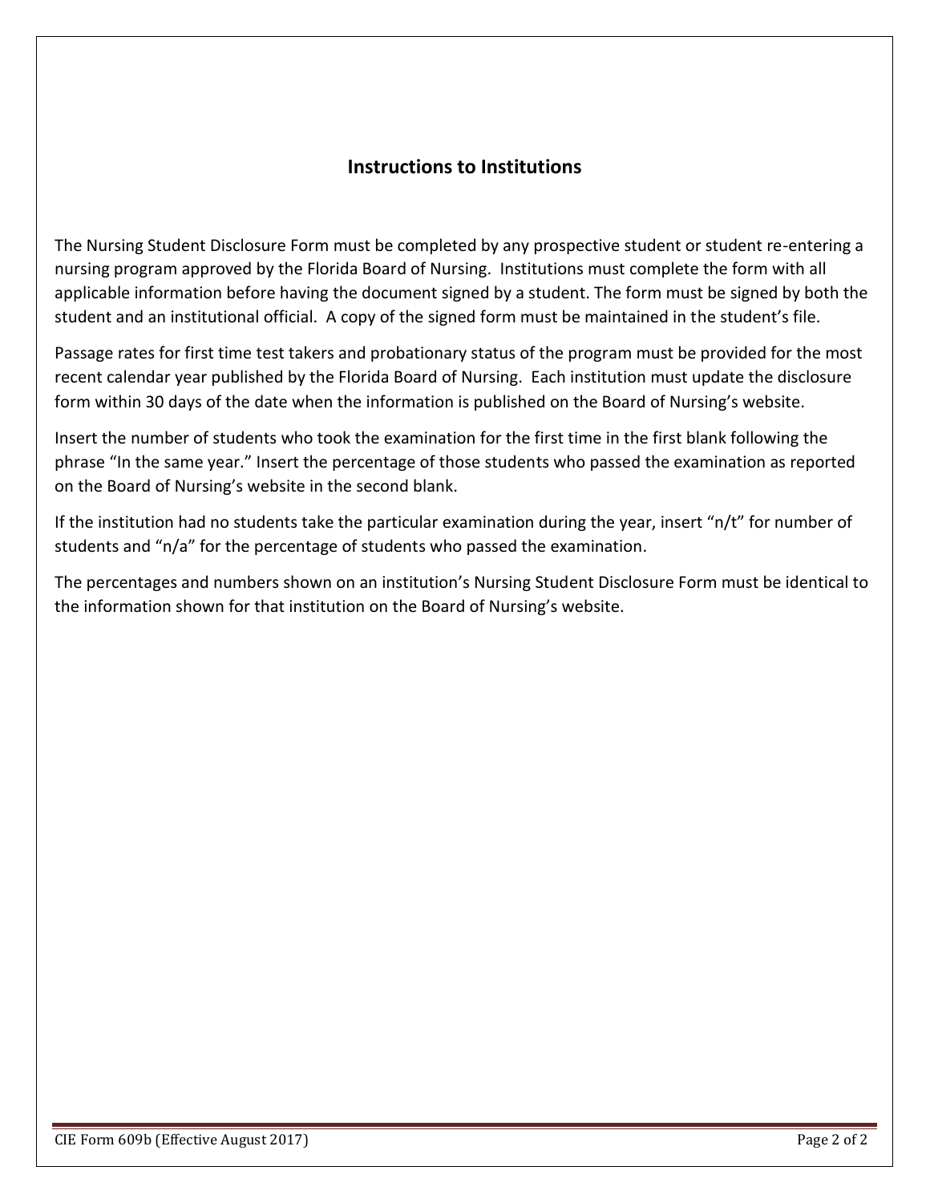## Instructions to Institutions

The Nursing Student Disclosure Form must be completed by any prospective student or student re-entering a nursing program approved by the Florida Board of Nursing. Institutions must complete the form with all applicable information before having the document signed by a student. The form must be signed by both the student and an institutional official. A copy of the signed form must be maintained in the student's file.

Passage rates for first time test takers and probationary status of the program must be provided for the most recent calendar year published by the Florida Board of Nursing. Each institution must update the disclosure form within 30 days of the date when the information is published on the Board of Nursing's website.

Insert the number of students who took the examination for the first time in the first blank following the phrase "In the same year." Insert the percentage of those students who passed the examination as reported on the Board of Nursing's website in the second blank.

If the institution had no students take the particular examination during the year, insert "n/t" for number of students and "n/a" for the percentage of students who passed the examination.

The percentages and numbers shown on an institution's Nursing Student Disclosure Form must be identical to the information shown for that institution on the Board of Nursing's website.